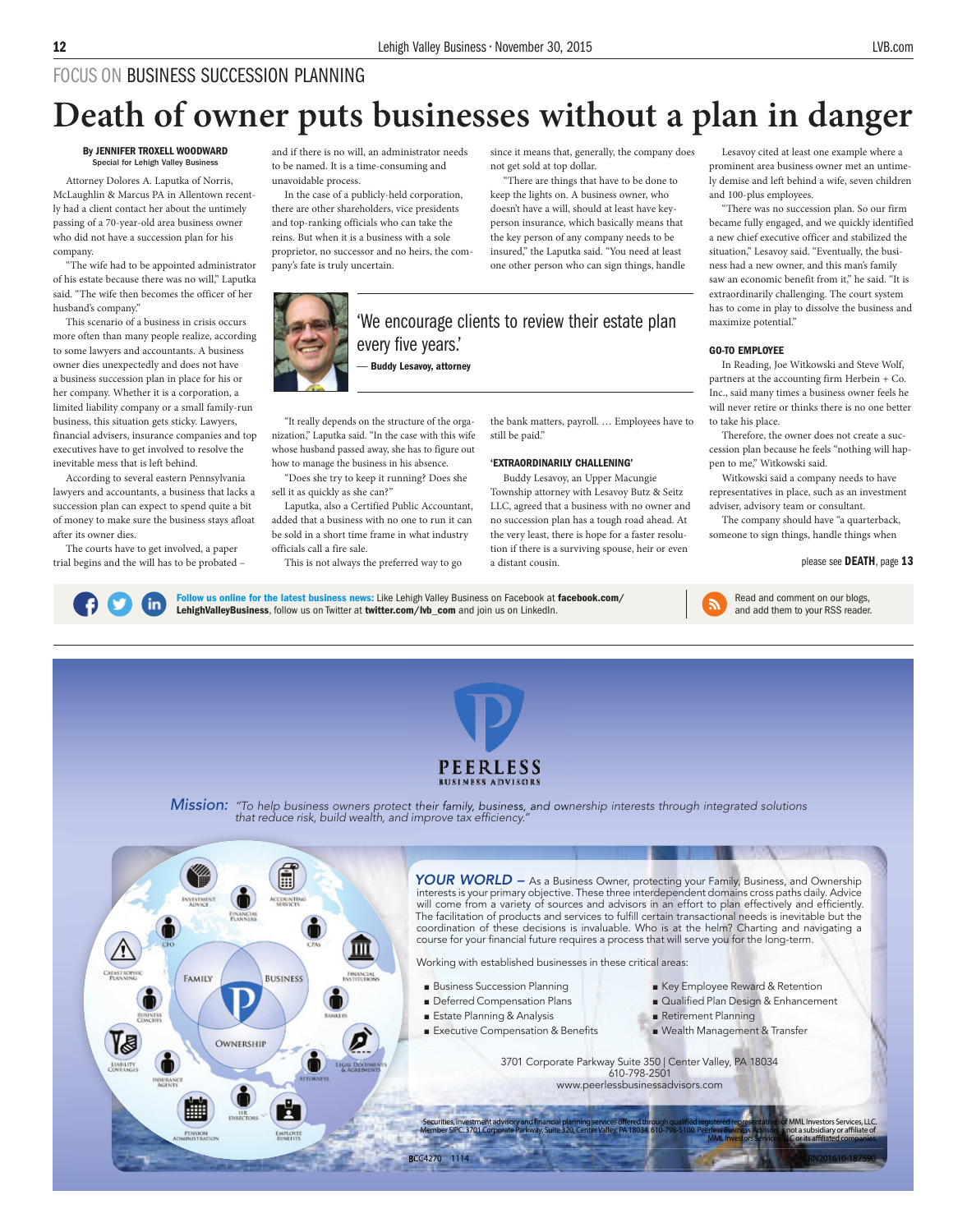FOCUS ON BUSINESS SUCCESSION PLANNING

# Death of owner puts businesses without a plan in danger

**By JENNIFER TROXELL WOODWARD**
Special for Lehigh Valley Business

Attorney Dolores A. Laputka of Norris, McLaughlin & Marcus PA in Allentown recently had a client contact her about the untimely passing of a 70-year-old area business owner who did not have a succession plan for his company.

"The wife had to be appointed administrator of his estate because there was no will," Laputka said. "The wife then becomes the officer of her husband's company."

This scenario of a business in crisis occurs more often than many people realize, according to some lawyers and accountants. A business owner dies unexpectedly and does not have a business succession plan in place for his or her company. Whether it is a corporation, a limited liability company or a small family-run business, this situation gets sticky. Lawyers, financial advisers, insurance companies and top executives have to get involved to resolve the inevitable mess that is left behind.

According to several eastern Pennsylvania lawyers and accountants, a business that lacks a succession plan can expect to spend quite a bit of money to make sure the business stays afloat after its owner dies.

The courts have to get involved, a paper trial begins and the will has to be probated – and if there is no will, an administrator needs to be named. It is a time-consuming and unavoidable process.

In the case of a publicly-held corporation, there are other shareholders, vice presidents and top-ranking officials who can take the reins. But when it is a business with a sole proprietor, no successor and no heirs, the company's fate is truly uncertain.

"It really depends on the structure of the organization," Laputka said. "In the case with this wife whose husband passed away, she has to figure out how to manage the business in his absence.

"Does she try to keep it running? Does she sell it as quickly as she can?"

Laputka, also a Certified Public Accountant, added that a business with no one to run it can be sold in a short time frame in what industry officials call a fire sale.

This is not always the preferred way to go since it means that, generally, the company does not get sold at top dollar.

"There are things that have to be done to keep the lights on. A business owner, who doesn't have a will, should at least have key-person insurance, which basically means that the key person of any company needs to be insured," the Laputka said. "You need at least one other person who can sign things, handle the bank matters, payroll. … Employees have to still be paid."

> 'We encourage clients to review their estate plan every five years.'
> — **Buddy Lesavoy, attorney**

### 'EXTRAORDINARILY CHALLENGING'

Buddy Lesavoy, an Upper Macungie Township attorney with Lesavoy Butz & Seitz LLC, agreed that a business with no owner and no succession plan has a tough road ahead. At the very least, there is hope for a faster resolution if there is a surviving spouse, heir or even a distant cousin.

Lesavoy cited at least one example where a prominent area business owner met an untimely demise and left behind a wife, seven children and 100-plus employees.

"There was no succession plan. So our firm became fully engaged, and we quickly identified a new chief executive officer and stabilized the situation," Lesavoy said. "Eventually, the business had a new owner, and this man's family saw an economic benefit from it," he said. "It is extraordinarily challenging. The court system has to come in play to dissolve the business and maximize potential."

### GO-TO EMPLOYEE

In Reading, Joe Witkowski and Steve Wolf, partners at the accounting firm Herbein + Co. Inc., said many times a business owner feels he will never retire or thinks there is no one better to take his place.

Therefore, the owner does not create a succession plan because he feels "nothing will happen to me," Witkowski said.

Witkowski said a company needs to have representatives in place, such as an investment adviser, advisory team or consultant.

The company should have "a quarterback, someone to sign things, handle things when

please see **DEATH**, page **13**

**Follow us online for the latest business news:** Like Lehigh Valley Business on Facebook at **facebook.com/LehighValleyBusiness**, follow us on Twitter at **twitter.com/lvb_com** and join us on LinkedIn.

Read and comment on our blogs, and add them to your RSS reader.

---

**PEERLESS**
BUSINESS ADVISORS

*Mission:* *"To help business owners protect their family, business, and ownership interests through integrated solutions that reduce risk, build wealth, and improve tax efficiency."*

Investment Advice · Financial Planners · Accounting Services · CFO · CPAs · Catastrophic Planning · Financial Institutions · Business Coaches · Bankers · Liability Coverages · Legal Documents & Agreements · Insurance Agents · Attorneys · HR Directors · Pension Administration · Employee Benefits · Family · Business · Ownership

***YOUR WORLD –*** As a Business Owner, protecting your Family, Business, and Ownership interests is your primary objective. These three interdependent domains cross paths daily. Advice will come from a variety of sources and advisors in an effort to plan effectively and efficiently. The facilitation of products and services to fulfill certain transactional needs is inevitable but the coordination of these decisions is invaluable. Who is at the helm? Charting and navigating a course for your financial future requires a process that will serve you for the long-term.

Working with established businesses in these critical areas:

- Business Succession Planning
- Deferred Compensation Plans
- Estate Planning & Analysis
- Executive Compensation & Benefits
- Key Employee Reward & Retention
- Qualified Plan Design & Enhancement
- Retirement Planning
- Wealth Management & Transfer

3701 Corporate Parkway Suite 350 | Center Valley, PA 18034
610-798-2501
www.peerlessbusinessadvisors.com

Securities, investment advisory and financial planning services offered through qualified registered representatives of MML Investors Services, LLC. Member SIPC. 3701 Corporate Parkway, Suite 320, Center Valley, PA 18034. 610-798-5100. Peerless Business Advisors is not a subsidiary or affiliate of MML Investors Services, LLC or its affiliated companies.

BCC4270 1114 CRN201610-187590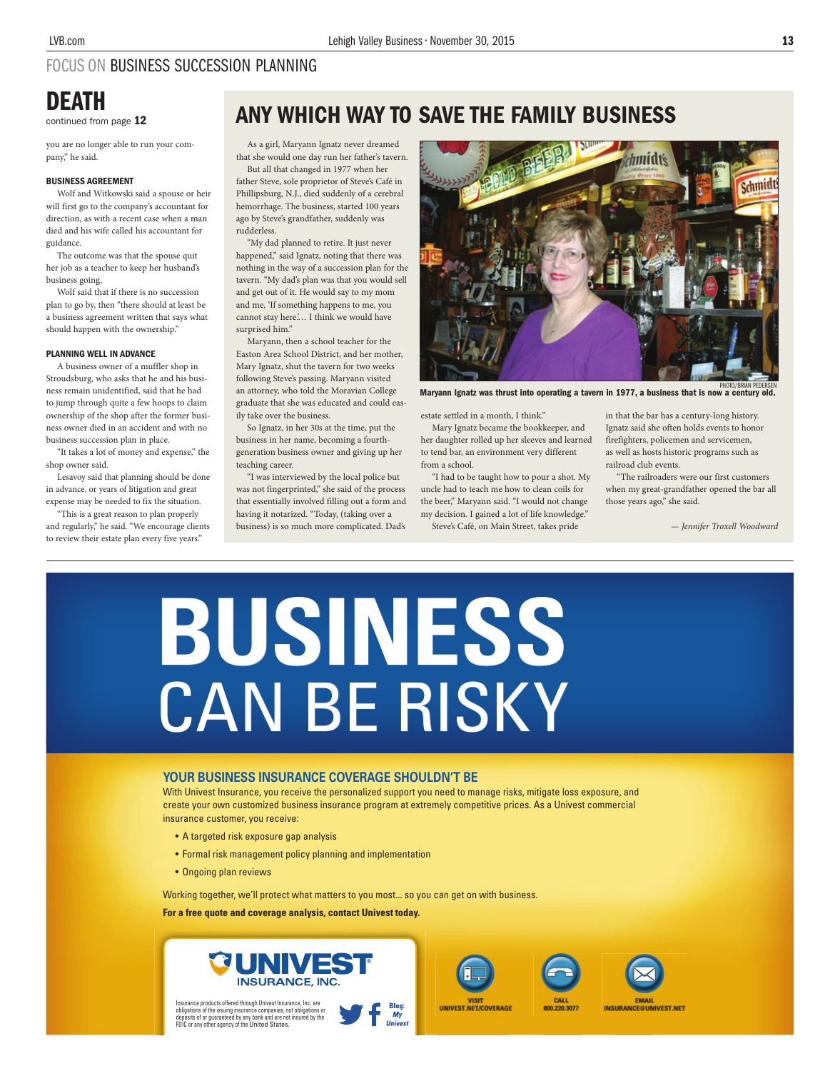FOCUS ON BUSINESS SUCCESSION PLANNING

## DEATH

continued from page **12**

you are no longer able to run your company," he said.

#### BUSINESS AGREEMENT

Wolf and Witkowski said a spouse or heir will first go to the company's accountant for direction, as with a recent case when a man died and his wife called his accountant for guidance.

The outcome was that the spouse quit her job as a teacher to keep her husband's business going.

Wolf said that if there is no succession plan to go by, then "there should at least be a business agreement written that says what should happen with the ownership."

#### PLANNING WELL IN ADVANCE

A business owner of a muffler shop in Stroudsburg, who asks that he and his business remain unidentified, said that he had to jump through quite a few hoops to claim ownership of the shop after the former business owner died in an accident and with no business succession plan in place.

"It takes a lot of money and expense," the shop owner said.

Lesavoy said that planning should be done in advance, or years of litigation and great expense may be needed to fix the situation.

"This is a great reason to plan properly and regularly," he said. "We encourage clients to review their estate plan every five years."

## ANY WHICH WAY TO SAVE THE FAMILY BUSINESS

As a girl, Maryann Ignatz never dreamed that she would one day run her father's tavern.

But all that changed in 1977 when her father Steve, sole proprietor of Steve's Café in Phillipsburg, N.J., died suddenly of a cerebral hemorrhage. The business, started 100 years ago by Steve's grandfather, suddenly was rudderless.

"My dad planned to retire. It just never happened," said Ignatz, noting that there was nothing in the way of a succession plan for the tavern. "My dad's plan was that you would sell and get out of it. He would say to my mom and me, 'If something happens to me, you cannot stay here.'… I think we would have surprised him."

Maryann, then a school teacher for the Easton Area School District, and her mother, Mary Ignatz, shut the tavern for two weeks following Steve's passing. Maryann visited an attorney, who told the Moravian College graduate that she was educated and could easily take over the business.

So Ignatz, in her 30s at the time, put the business in her name, becoming a fourth-generation business owner and giving up her teaching career.

"I was interviewed by the local police but was not fingerprinted," she said of the process that essentially involved filling out a form and having it notarized. "Today, (taking over a business) is so much more complicated. Dad's estate settled in a month, I think."

Mary Ignatz became the bookkeeper, and her daughter rolled up her sleeves and learned to tend bar, an environment very different from a school.

"I had to be taught how to pour a shot. My uncle had to teach me how to clean coils for the beer," Maryann said. "I would not change my decision. I gained a lot of life knowledge."

Steve's Café, on Main Street, takes pride in that the bar has a century-long history. Ignatz said she often holds events to honor firefighters, policemen and servicemen, as well as hosts historic programs such as railroad club events.

"The railroaders were our first customers when my great-grandfather opened the bar all those years ago," she said.

*— Jennifer Troxell Woodward*

PHOTO/BRIAN PEDERSEN

**Maryann Ignatz was thrust into operating a tavern in 1977, a business that is now a century old.**

# BUSINESS
# CAN BE RISKY

### YOUR BUSINESS INSURANCE COVERAGE SHOULDN'T BE

With Univest Insurance, you receive the personalized support you need to manage risks, mitigate loss exposure, and create your own customized business insurance program at extremely competitive prices. As a Univest commercial insurance customer, you receive:

- A targeted risk exposure gap analysis
- Formal risk management policy planning and implementation
- Ongoing plan reviews

Working together, we'll protect what matters to you most... so you can get on with business.

**For a free quote and coverage analysis, contact Univest today.**

UNIVEST® INSURANCE, INC.

Insurance products offered through Univest Insurance, Inc. are obligations of the issuing insurance companies, not obligations or deposits of or guaranteed by any bank and are not insured by the FDIC or any other agency of the United States.

Blog: My Univest

VISIT UNIVEST.NET/COVERAGE

CALL 800.220.3077

EMAIL INSURANCE@UNIVEST.NET